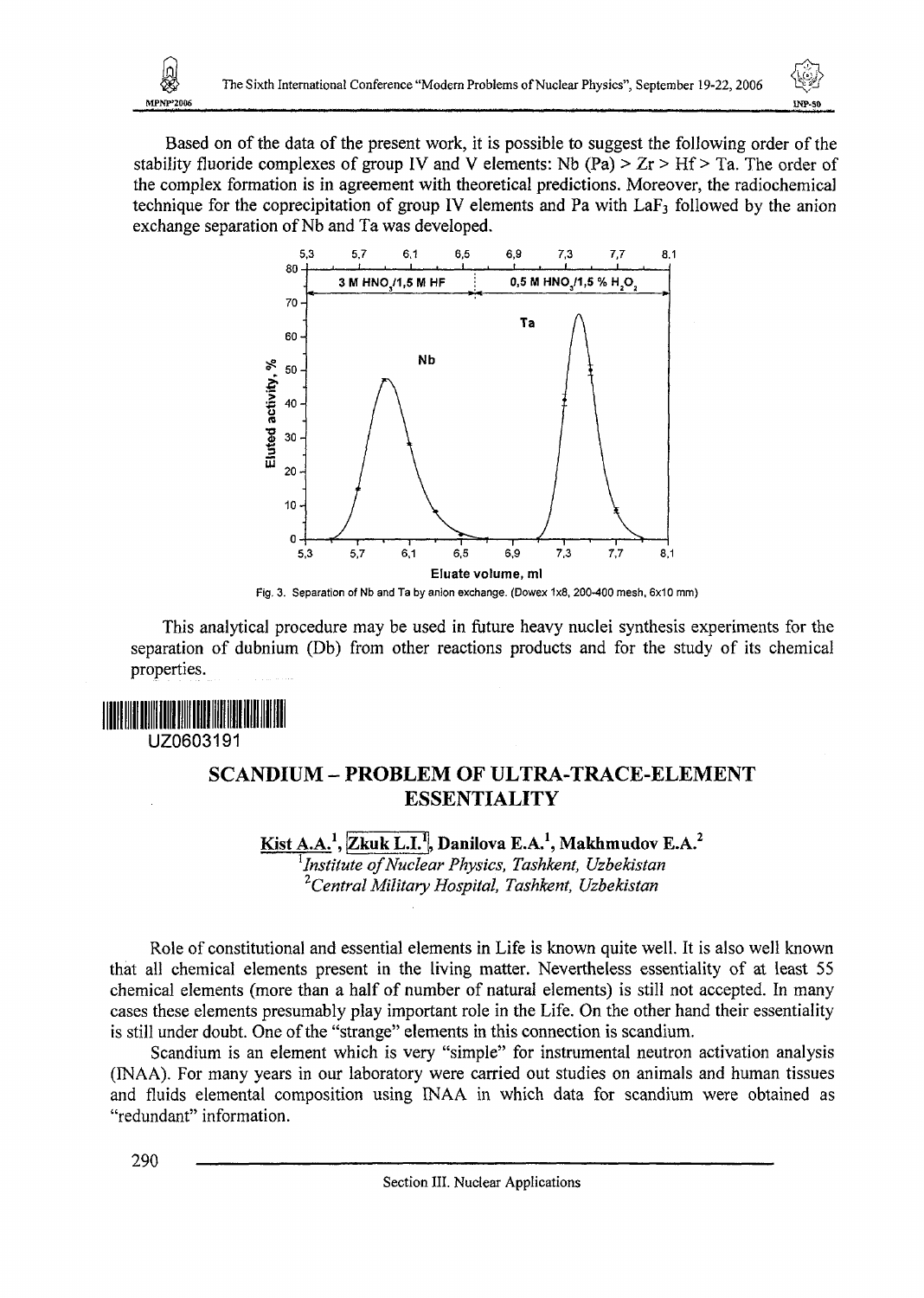Based on of the data of the present work, it is possible to suggest the following order of the stability fluoride complexes of group IV and V elements: Nb (Pa) > Zr > Hf > Ta. The order of the complex formation is in agreement with theoretical predictions. Moreover, the radiochemical technique for the coprecipitation of group IV elements and Pa with $LaF_3$ followed by the anion exchange separation of Nb and Ta was developed.

Fig. 3. Separation of Nb and Ta by anion exchange. (Dowex 1x8, 200-400 mesh, 6x10 mm)

This analytical procedure may be used in future heavy nuclei synthesis experiments for the separation of dubnium (Db) from other reactions products and for the study of its chemical properties.

UZ0603191

# SCANDIUM – PROBLEM OF ULTRA-TRACE-ELEMENT ESSENTIALITY

**Kist A.A.[1], Zkuk L.I.[1], Danilova E.A.[1], Makhmudov E.A.[2]**

[1]*Institute of Nuclear Physics, Tashkent, Uzbekistan*
[2]*Central Military Hospital, Tashkent, Uzbekistan*

Role of constitutional and essential elements in Life is known quite well. It is also well known that all chemical elements present in the living matter. Nevertheless essentiality of at least 55 chemical elements (more than a half of number of natural elements) is still not accepted. In many cases these elements presumably play important role in the Life. On the other hand their essentiality is still under doubt. One of the "strange" elements in this connection is scandium.

Scandium is an element which is very "simple" for instrumental neutron activation analysis (INAA). For many years in our laboratory were carried out studies on animals and human tissues and fluids elemental composition using INAA in which data for scandium were obtained as "redundant" information.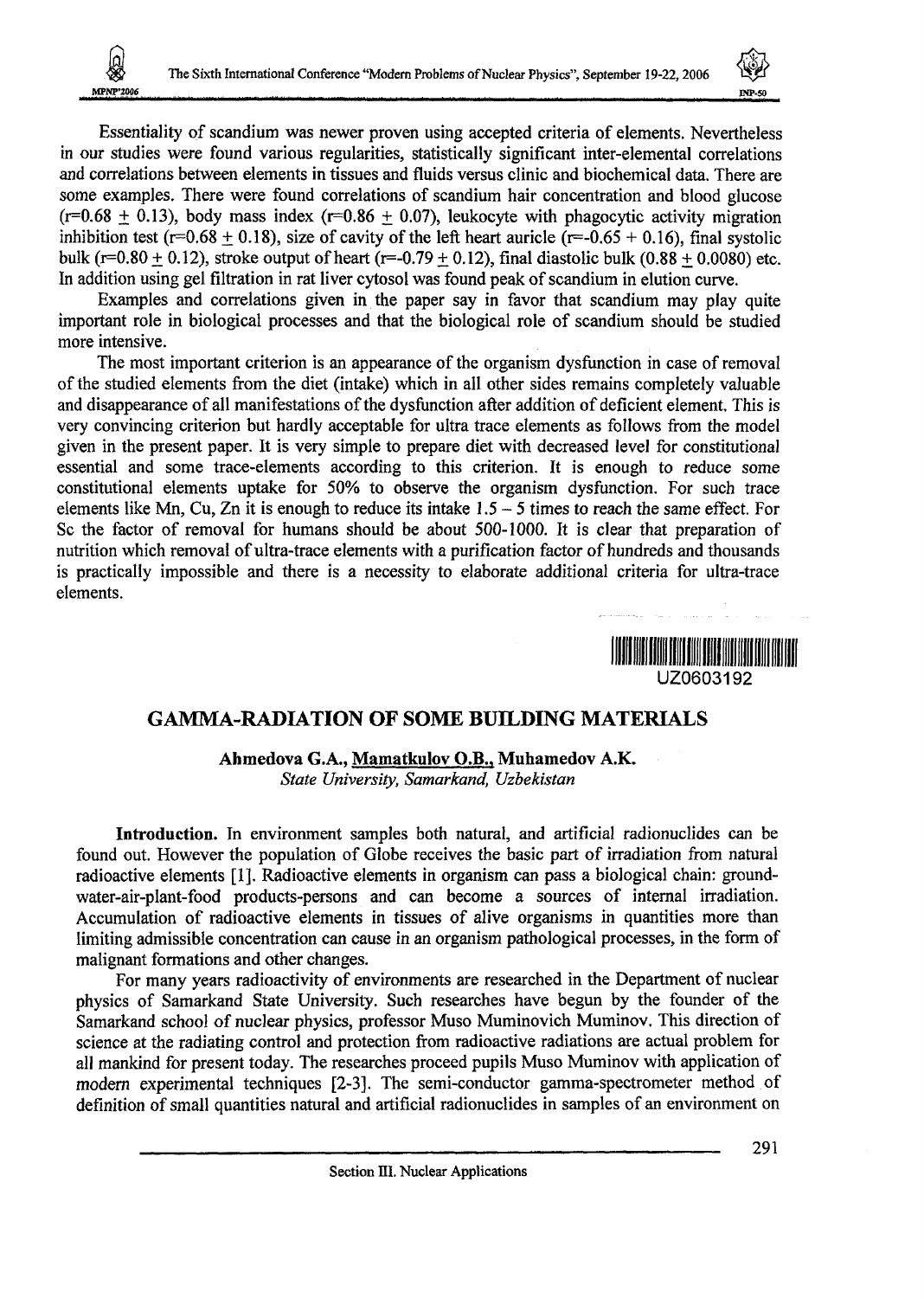Essentiality of scandium was newer proven using accepted criteria of elements. Nevertheless in our studies were found various regularities, statistically significant inter-elemental correlations and correlations between elements in tissues and fluids versus clinic and biochemical data. There are some examples. There were found correlations of scandium hair concentration and blood glucose ($r=0.68 \pm 0.13$), body mass index ($r=0.86 \pm 0.07$), leukocyte with phagocytic activity migration inhibition test ($r=0.68 \pm 0.18$), size of cavity of the left heart auricle ($r=-0.65 + 0.16$), final systolic bulk ($r=0.80 \pm 0.12$), stroke output of heart ($r=-0.79 \pm 0.12$), final diastolic bulk ($0.88 \pm 0.0080$) etc. In addition using gel filtration in rat liver cytosol was found peak of scandium in elution curve.

Examples and correlations given in the paper say in favor that scandium may play quite important role in biological processes and that the biological role of scandium should be studied more intensive.

The most important criterion is an appearance of the organism dysfunction in case of removal of the studied elements from the diet (intake) which in all other sides remains completely valuable and disappearance of all manifestations of the dysfunction after addition of deficient element. This is very convincing criterion but hardly acceptable for ultra trace elements as follows from the model given in the present paper. It is very simple to prepare diet with decreased level for constitutional essential and some trace-elements according to this criterion. It is enough to reduce some constitutional elements uptake for 50% to observe the organism dysfunction. For such trace elements like Mn, Cu, Zn it is enough to reduce its intake 1.5 – 5 times to reach the same effect. For Sc the factor of removal for humans should be about 500-1000. It is clear that preparation of nutrition which removal of ultra-trace elements with a purification factor of hundreds and thousands is practically impossible and there is a necessity to elaborate additional criteria for ultra-trace elements.

UZ0603192

## GAMMA-RADIATION OF SOME BUILDING MATERIALS

**Ahmedova G.A., Mamatkulov O.B., Muhamedov A.K.**

*State University, Samarkand, Uzbekistan*

**Introduction.** In environment samples both natural, and artificial radionuclides can be found out. However the population of Globe receives the basic part of irradiation from natural radioactive elements [1]. Radioactive elements in organism can pass a biological chain: ground-water-air-plant-food products-persons and can become a sources of internal irradiation. Accumulation of radioactive elements in tissues of alive organisms in quantities more than limiting admissible concentration can cause in an organism pathological processes, in the form of malignant formations and other changes.

For many years radioactivity of environments are researched in the Department of nuclear physics of Samarkand State University. Such researches have begun by the founder of the Samarkand school of nuclear physics, professor Muso Muminovich Muminov. This direction of science at the radiating control and protection from radioactive radiations are actual problem for all mankind for present today. The researches proceed pupils Muso Muminov with application of modern experimental techniques [2-3]. The semi-conductor gamma-spectrometer method of definition of small quantities natural and artificial radionuclides in samples of an environment on